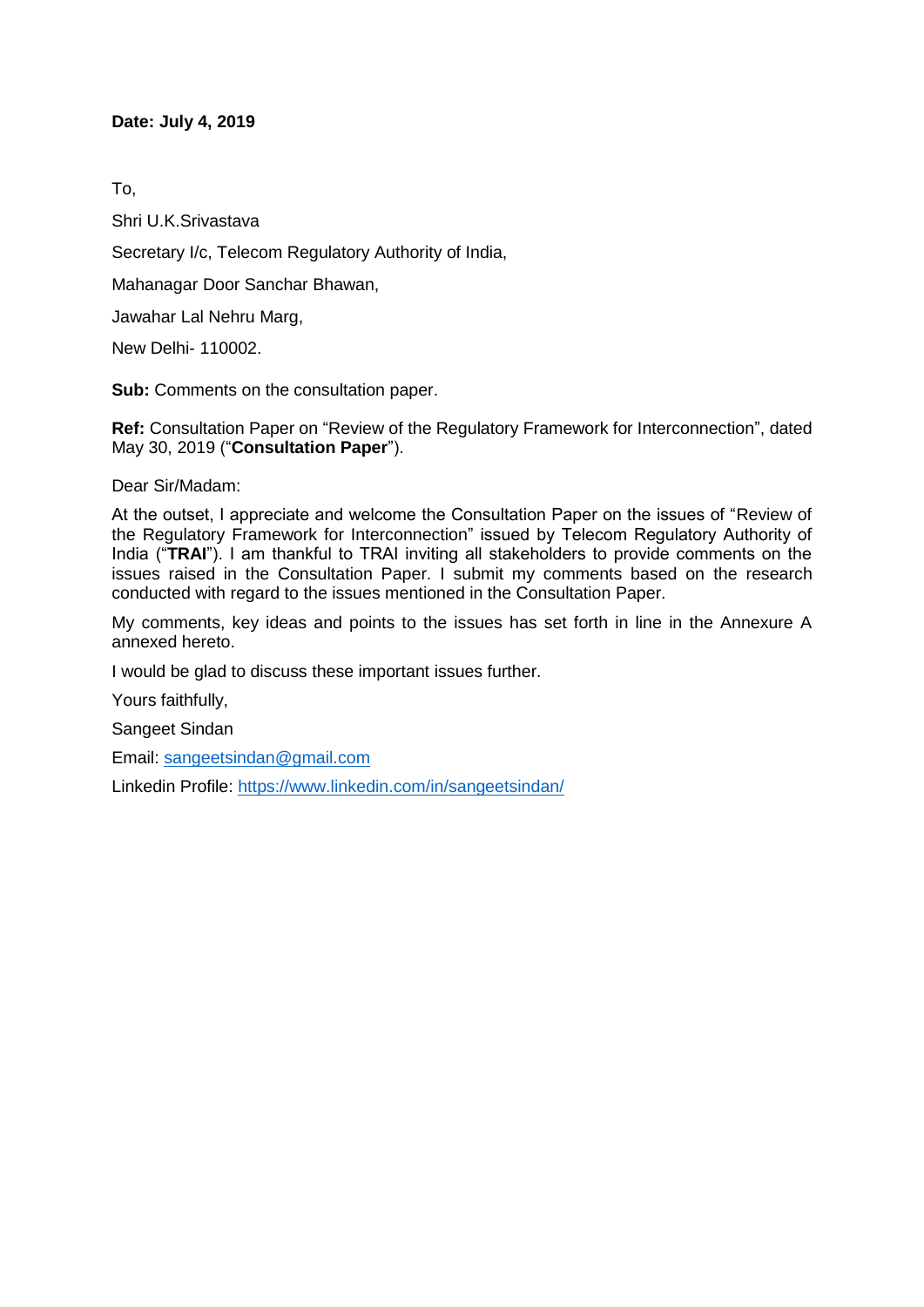**Date: July 4, 2019**

To,

Shri U.K.Srivastava

Secretary I/c, Telecom Regulatory Authority of India,

Mahanagar Door Sanchar Bhawan,

Jawahar Lal Nehru Marg,

New Delhi- 110002.

**Sub:** Comments on the consultation paper.

**Ref:** Consultation Paper on "Review of the Regulatory Framework for Interconnection", dated May 30, 2019 ("**Consultation Paper**").

Dear Sir/Madam:

At the outset, I appreciate and welcome the Consultation Paper on the issues of "Review of the Regulatory Framework for Interconnection" issued by Telecom Regulatory Authority of India ("**TRAI**"). I am thankful to TRAI inviting all stakeholders to provide comments on the issues raised in the Consultation Paper. I submit my comments based on the research conducted with regard to the issues mentioned in the Consultation Paper.

My comments, key ideas and points to the issues has set forth in line in the Annexure A annexed hereto.

I would be glad to discuss these important issues further.

Yours faithfully,

Sangeet Sindan

Email: sangeetsindan@gmail.com

Linkedin Profile: https://www.linkedin.com/in/sangeetsindan/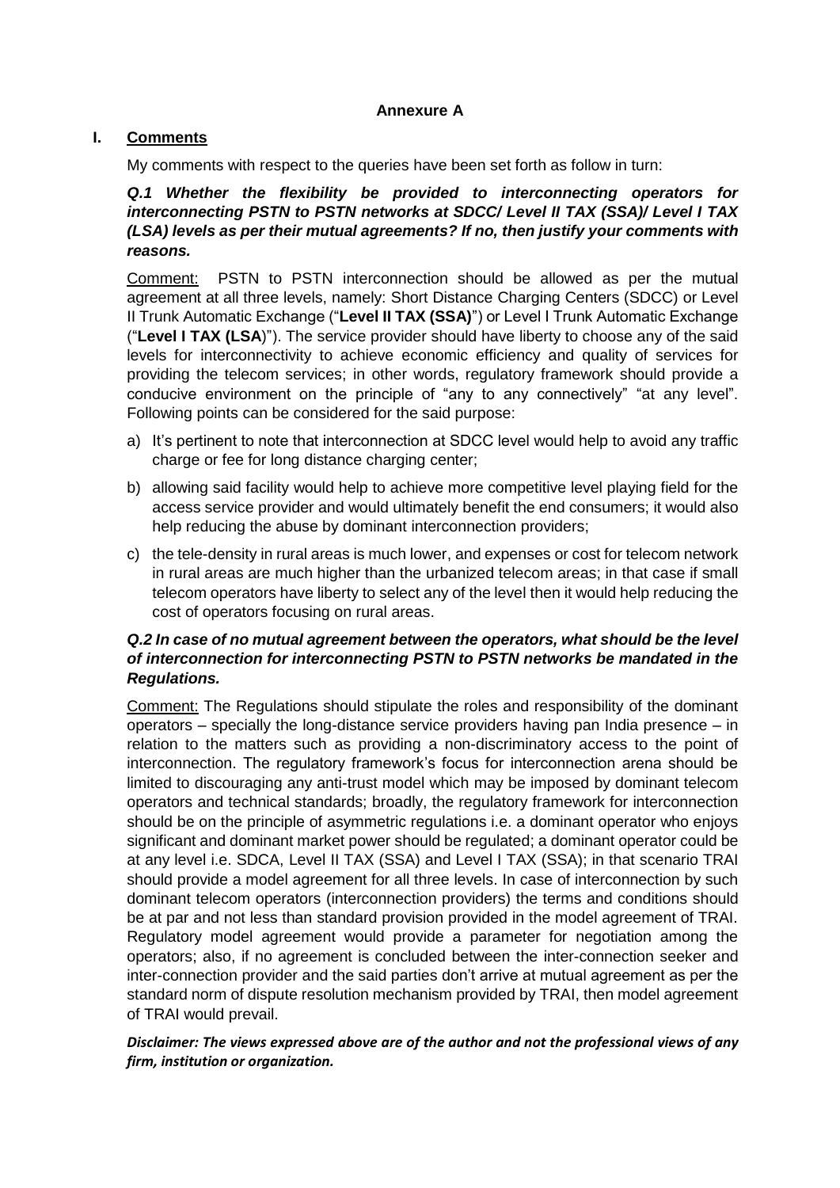**Annexure A**

## I. Comments

My comments with respect to the queries have been set forth as follow in turn:

***Q.1 Whether the flexibility be provided to interconnecting operators for interconnecting PSTN to PSTN networks at SDCC/ Level II TAX (SSA)/ Level I TAX (LSA) levels as per their mutual agreements? If no, then justify your comments with reasons.***

Comment: PSTN to PSTN interconnection should be allowed as per the mutual agreement at all three levels, namely: Short Distance Charging Centers (SDCC) or Level II Trunk Automatic Exchange ("**Level II TAX (SSA)**") or Level I Trunk Automatic Exchange ("**Level I TAX (LSA**)"). The service provider should have liberty to choose any of the said levels for interconnectivity to achieve economic efficiency and quality of services for providing the telecom services; in other words, regulatory framework should provide a conducive environment on the principle of "any to any connectively" "at any level". Following points can be considered for the said purpose:

a) It's pertinent to note that interconnection at SDCC level would help to avoid any traffic charge or fee for long distance charging center;
b) allowing said facility would help to achieve more competitive level playing field for the access service provider and would ultimately benefit the end consumers; it would also help reducing the abuse by dominant interconnection providers;
c) the tele-density in rural areas is much lower, and expenses or cost for telecom network in rural areas are much higher than the urbanized telecom areas; in that case if small telecom operators have liberty to select any of the level then it would help reducing the cost of operators focusing on rural areas.

***Q.2 In case of no mutual agreement between the operators, what should be the level of interconnection for interconnecting PSTN to PSTN networks be mandated in the Regulations.***

Comment: The Regulations should stipulate the roles and responsibility of the dominant operators – specially the long-distance service providers having pan India presence – in relation to the matters such as providing a non-discriminatory access to the point of interconnection. The regulatory framework's focus for interconnection arena should be limited to discouraging any anti-trust model which may be imposed by dominant telecom operators and technical standards; broadly, the regulatory framework for interconnection should be on the principle of asymmetric regulations i.e. a dominant operator who enjoys significant and dominant market power should be regulated; a dominant operator could be at any level i.e. SDCA, Level II TAX (SSA) and Level I TAX (SSA); in that scenario TRAI should provide a model agreement for all three levels. In case of interconnection by such dominant telecom operators (interconnection providers) the terms and conditions should be at par and not less than standard provision provided in the model agreement of TRAI. Regulatory model agreement would provide a parameter for negotiation among the operators; also, if no agreement is concluded between the inter-connection seeker and inter-connection provider and the said parties don't arrive at mutual agreement as per the standard norm of dispute resolution mechanism provided by TRAI, then model agreement of TRAI would prevail.

***Disclaimer: The views expressed above are of the author and not the professional views of any firm, institution or organization.***